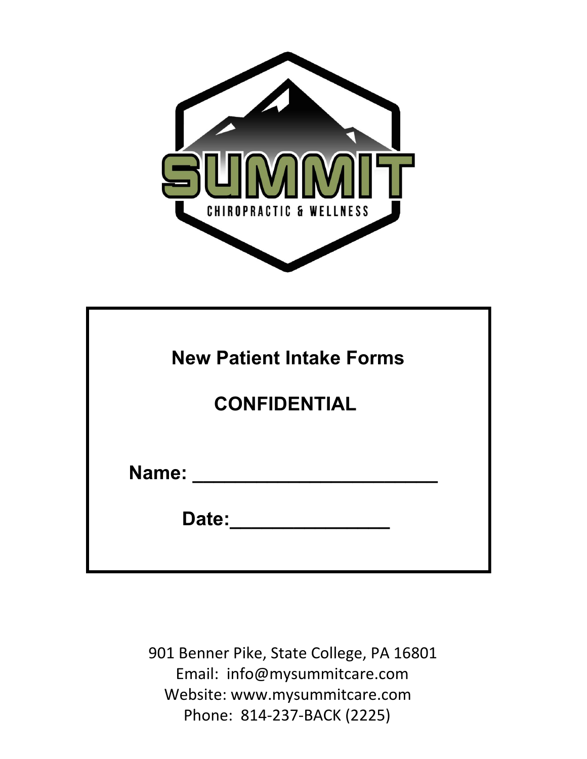# SUMMIT

CHIROPRACTIC & WELLNESS

## New Patient Intake Forms

## CONFIDENTIAL

**Name:** ________________________

**Date:**________________

901 Benner Pike, State College, PA 16801
Email: info@mysummitcare.com
Website: www.mysummitcare.com
Phone: 814-237-BACK (2225)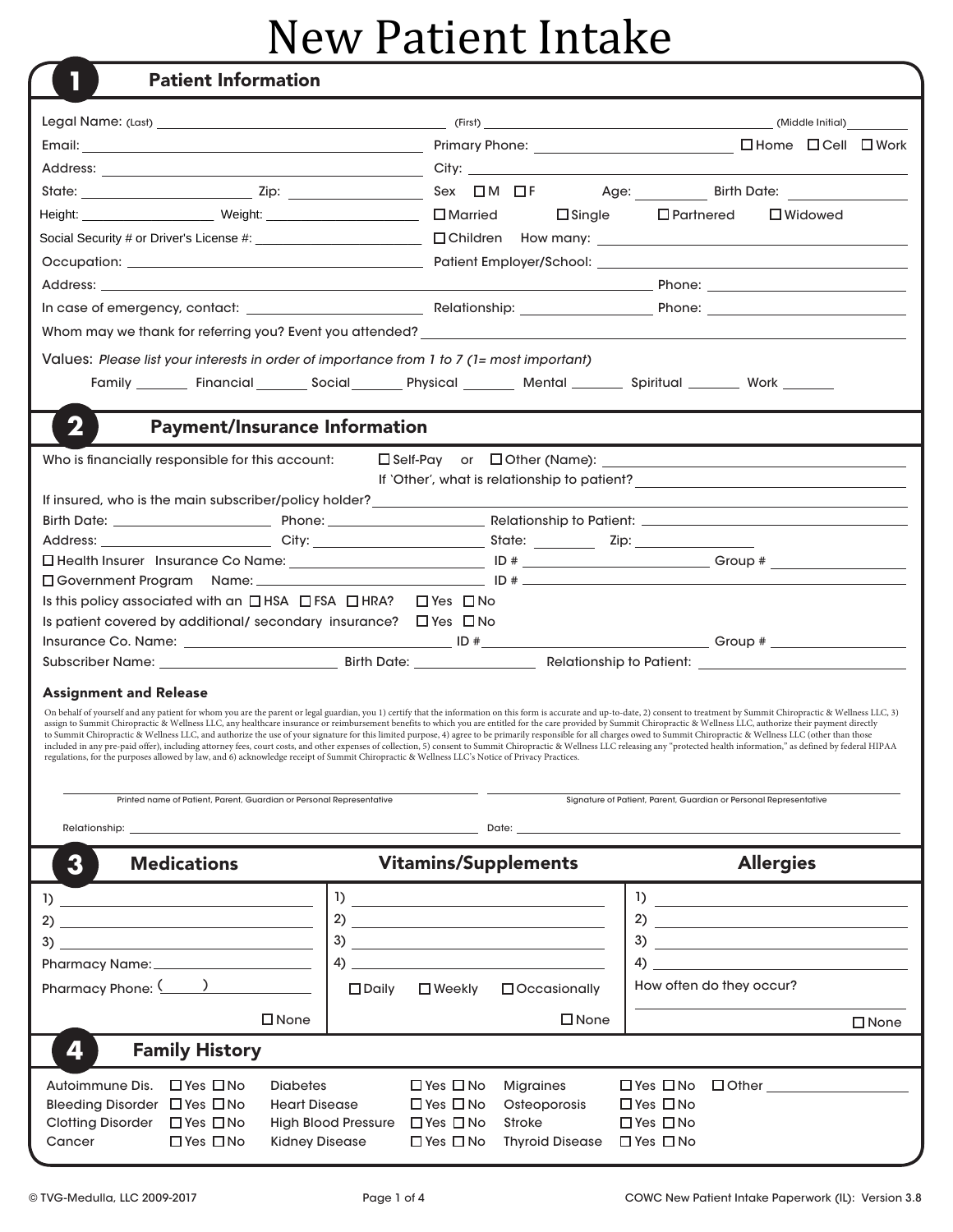# New Patient Intake

## 1 Patient Information

Legal Name: (Last) ______________________ (First) ______________________ (Middle Initial) ________

Email: ______________________ Primary Phone: ______________________ ☐ Home ☐ Cell ☐ Work

Address: ______________________ City: ______________________

State: ____________ Zip: ____________ Sex ☐ M ☐ F Age: ________ Birth Date: ____________

Height: ____________ Weight: ____________ ☐ Married ☐ Single ☐ Partnered ☐ Widowed

Social Security # or Driver's License #: ______________________ ☐ Children How many: ______________________

Occupation: ______________________ Patient Employer/School: ______________________

Address: ______________________ Phone: ______________________

In case of emergency, contact: ______________________ Relationship: ____________ Phone: ______________________

Whom may we thank for referring you? Event you attended? ______________________

Values: *Please list your interests in order of importance from 1 to 7 (1= most important)*

Family ______ Financial ______ Social ______ Physical ______ Mental ______ Spiritual ______ Work ______

## 2 Payment/Insurance Information

Who is financially responsible for this account: ☐ Self-Pay or ☐ Other (Name): ______________________

If 'Other', what is relationship to patient? ______________________

If insured, who is the main subscriber/policy holder? ______________________

Birth Date: ____________ Phone: ____________ Relationship to Patient: ______________________

Address: ____________ City: ____________ State: ________ Zip: ____________

☐ Health Insurer Insurance Co Name: ______________________ ID # ______________________ Group # ____________

☐ Government Program Name: ______________________ ID # ______________________

Is this policy associated with an ☐ HSA ☐ FSA ☐ HRA? ☐ Yes ☐ No

Is patient covered by additional/ secondary insurance? ☐ Yes ☐ No

Insurance Co. Name: ______________________ ID # ______________________ Group # ____________

Subscriber Name: ______________________ Birth Date: ____________ Relationship to Patient: ______________________

### Assignment and Release

On behalf of yourself and any patient for whom you are the parent or legal guardian, you 1) certify that the information on this form is accurate and up-to-date, 2) consent to treatment by Summit Chiropractic & Wellness LLC, 3) assign to Summit Chiropractic & Wellness LLC, any healthcare insurance or reimbursement benefits to which you are entitled for the care provided by Summit Chiropractic & Wellness LLC, authorize their payment directly to Summit Chiropractic & Wellness LLC, and authorize the use of your signature for this limited purpose, 4) agree to be primarily responsible for all charges owed to Summit Chiropractic & Wellness LLC (other than those included in any pre-paid offer), including attorney fees, court costs, and other expenses of collection, 5) consent to Summit Chiropractic & Wellness LLC releasing any "protected health information," as defined by federal HIPAA regulations, for the purposes allowed by law, and 6) acknowledge receipt of Summit Chiropractic & Wellness LLC's Notice of Privacy Practices.

______________________ Printed name of Patient, Parent, Guardian or Personal Representative

______________________ Signature of Patient, Parent, Guardian or Personal Representative

Relationship: ______________________ Date: ______________________

## 3

| Medications | Vitamins/Supplements | Allergies |
|---|---|---|
| 1) | 1) | 1) |
| 2) | 2) | 2) |
| 3) | 3) | 3) |
| Pharmacy Name: | 4) | 4) |
| Pharmacy Phone: ( ) | ☐ Daily ☐ Weekly ☐ Occasionally | How often do they occur? |
| ☐ None | ☐ None | ☐ None |

## 4 Family History

| | | | | | | |
|---|---|---|---|---|---|---|
| Autoimmune Dis. | ☐ Yes ☐ No | Diabetes | ☐ Yes ☐ No | Migraines | ☐ Yes ☐ No | ☐ Other ____________ |
| Bleeding Disorder | ☐ Yes ☐ No | Heart Disease | ☐ Yes ☐ No | Osteoporosis | ☐ Yes ☐ No | |
| Clotting Disorder | ☐ Yes ☐ No | High Blood Pressure | ☐ Yes ☐ No | Stroke | ☐ Yes ☐ No | |
| Cancer | ☐ Yes ☐ No | Kidney Disease | ☐ Yes ☐ No | Thyroid Disease | ☐ Yes ☐ No | |

© TVG-Medulla, LLC 2009-2017 COWC New Patient Intake Paperwork (IL): Version 3.8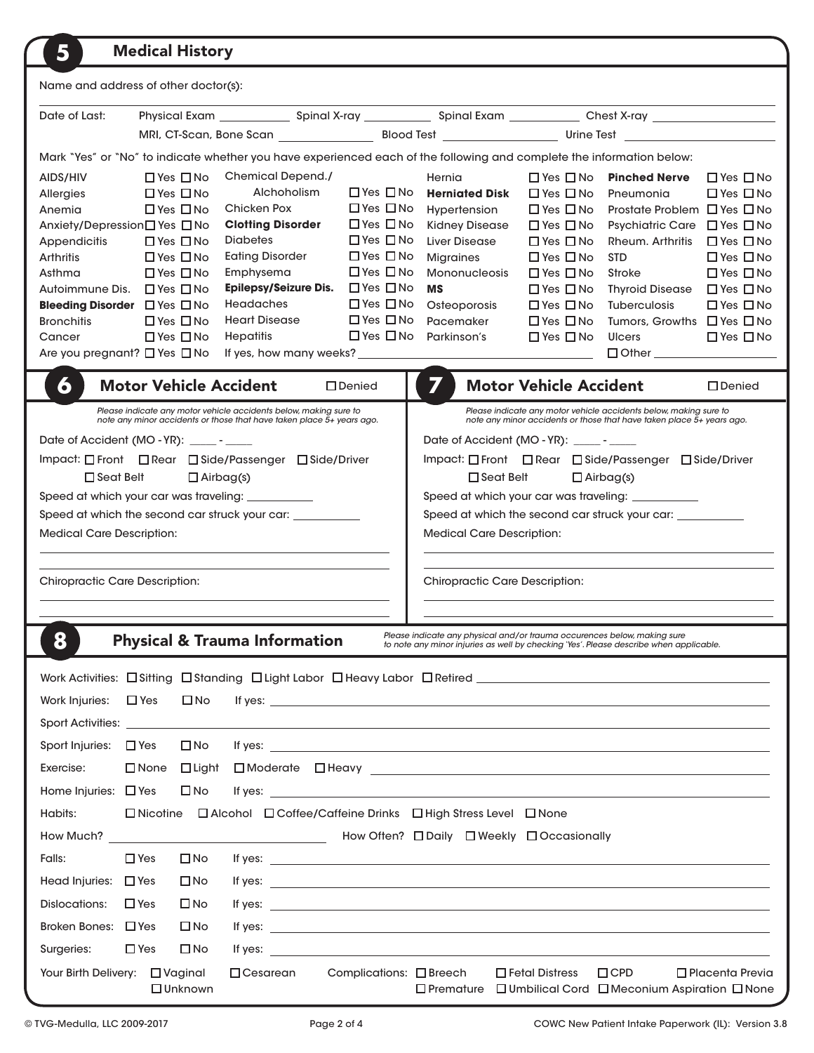## 5 Medical History

Name and address of other doctor(s): ______________________________

Date of Last: Physical Exam ________ Spinal X-ray ________ Spinal Exam ________ Chest X-ray ________

MRI, CT-Scan, Bone Scan ________ Blood Test ________ Urine Test ________

Mark "Yes" or "No" to indicate whether you have experienced each of the following and complete the information below:

| Condition | Yes / No | Condition | Yes / No | Condition | Yes / No | Condition | Yes / No |
|---|---|---|---|---|---|---|---|
| AIDS/HIV | ☐ Yes ☐ No | Chemical Depend./ Alchoholism | ☐ Yes ☐ No | Hernia | ☐ Yes ☐ No | **Pinched Nerve** | ☐ Yes ☐ No |
| Allergies | ☐ Yes ☐ No | Chicken Pox | ☐ Yes ☐ No | **Herniated Disk** | ☐ Yes ☐ No | Pneumonia | ☐ Yes ☐ No |
| Anemia | ☐ Yes ☐ No | **Clotting Disorder** | ☐ Yes ☐ No | Hypertension | ☐ Yes ☐ No | Prostate Problem | ☐ Yes ☐ No |
| Anxiety/Depression | ☐ Yes ☐ No | Diabetes | ☐ Yes ☐ No | Kidney Disease | ☐ Yes ☐ No | Psychiatric Care | ☐ Yes ☐ No |
| Appendicitis | ☐ Yes ☐ No | Eating Disorder | ☐ Yes ☐ No | Liver Disease | ☐ Yes ☐ No | Rheum. Arthritis | ☐ Yes ☐ No |
| Arthritis | ☐ Yes ☐ No | Emphysema | ☐ Yes ☐ No | Migraines | ☐ Yes ☐ No | STD | ☐ Yes ☐ No |
| Asthma | ☐ Yes ☐ No | **Epilepsy/Seizure Dis.** | ☐ Yes ☐ No | Mononucleosis | ☐ Yes ☐ No | Stroke | ☐ Yes ☐ No |
| Autoimmune Dis. | ☐ Yes ☐ No | Headaches | ☐ Yes ☐ No | **MS** | ☐ Yes ☐ No | Thyroid Disease | ☐ Yes ☐ No |
| **Bleeding Disorder** | ☐ Yes ☐ No | Heart Disease | ☐ Yes ☐ No | Osteoporosis | ☐ Yes ☐ No | Tuberculosis | ☐ Yes ☐ No |
| Bronchitis | ☐ Yes ☐ No | Hepatitis | ☐ Yes ☐ No | Pacemaker | ☐ Yes ☐ No | Tumors, Growths | ☐ Yes ☐ No |
| Cancer | ☐ Yes ☐ No | | | Parkinson's | ☐ Yes ☐ No | Ulcers | ☐ Yes ☐ No |

Are you pregnant? ☐ Yes ☐ No If yes, how many weeks? ____________ ☐ Other ____________

## 6 Motor Vehicle Accident ☐ Denied

*Please indicate any motor vehicle accidents below, making sure to note any minor accidents or those that have taken place 5+ years ago.*

Date of Accident (MO - YR): ____ - ____

Impact: ☐ Front ☐ Rear ☐ Side/Passenger ☐ Side/Driver

☐ Seat Belt ☐ Airbag(s)

Speed at which your car was traveling: ________

Speed at which the second car struck your car: ________

Medical Care Description: ______________________________

Chiropractic Care Description: ______________________________

## 7 Motor Vehicle Accident ☐ Denied

*Please indicate any motor vehicle accidents below, making sure to note any minor accidents or those that have taken place 5+ years ago.*

Date of Accident (MO - YR): ____ - ____

Impact: ☐ Front ☐ Rear ☐ Side/Passenger ☐ Side/Driver

☐ Seat Belt ☐ Airbag(s)

Speed at which your car was traveling: ________

Speed at which the second car struck your car: ________

Medical Care Description: ______________________________

Chiropractic Care Description: ______________________________

## 8 Physical & Trauma Information

*Please indicate any physical and/or trauma occurences below, making sure to note any minor injuries as well by checking 'Yes'. Please describe when applicable.*

Work Activities: ☐ Sitting ☐ Standing ☐ Light Labor ☐ Heavy Labor ☐ Retired ____________

Work Injuries: ☐ Yes ☐ No If yes: ____________

Sport Activities: ____________

Sport Injuries: ☐ Yes ☐ No If yes: ____________

Exercise: ☐ None ☐ Light ☐ Moderate ☐ Heavy ____________

Home Injuries: ☐ Yes ☐ No If yes: ____________

Habits: ☐ Nicotine ☐ Alcohol ☐ Coffee/Caffeine Drinks ☐ High Stress Level ☐ None

How Much? ____________ How Often? ☐ Daily ☐ Weekly ☐ Occasionally

Falls: ☐ Yes ☐ No If yes: ____________

Head Injuries: ☐ Yes ☐ No If yes: ____________

Dislocations: ☐ Yes ☐ No If yes: ____________

Broken Bones: ☐ Yes ☐ No If yes: ____________

Surgeries: ☐ Yes ☐ No If yes: ____________

Your Birth Delivery: ☐ Vaginal ☐ Cesarean ☐ Unknown

Complications: ☐ Breech ☐ Fetal Distress ☐ CPD ☐ Placenta Previa ☐ Premature ☐ Umbilical Cord ☐ Meconium Aspiration ☐ None

© TVG-Medulla, LLC 2009-2017 COWC New Patient Intake Paperwork (IL): Version 3.8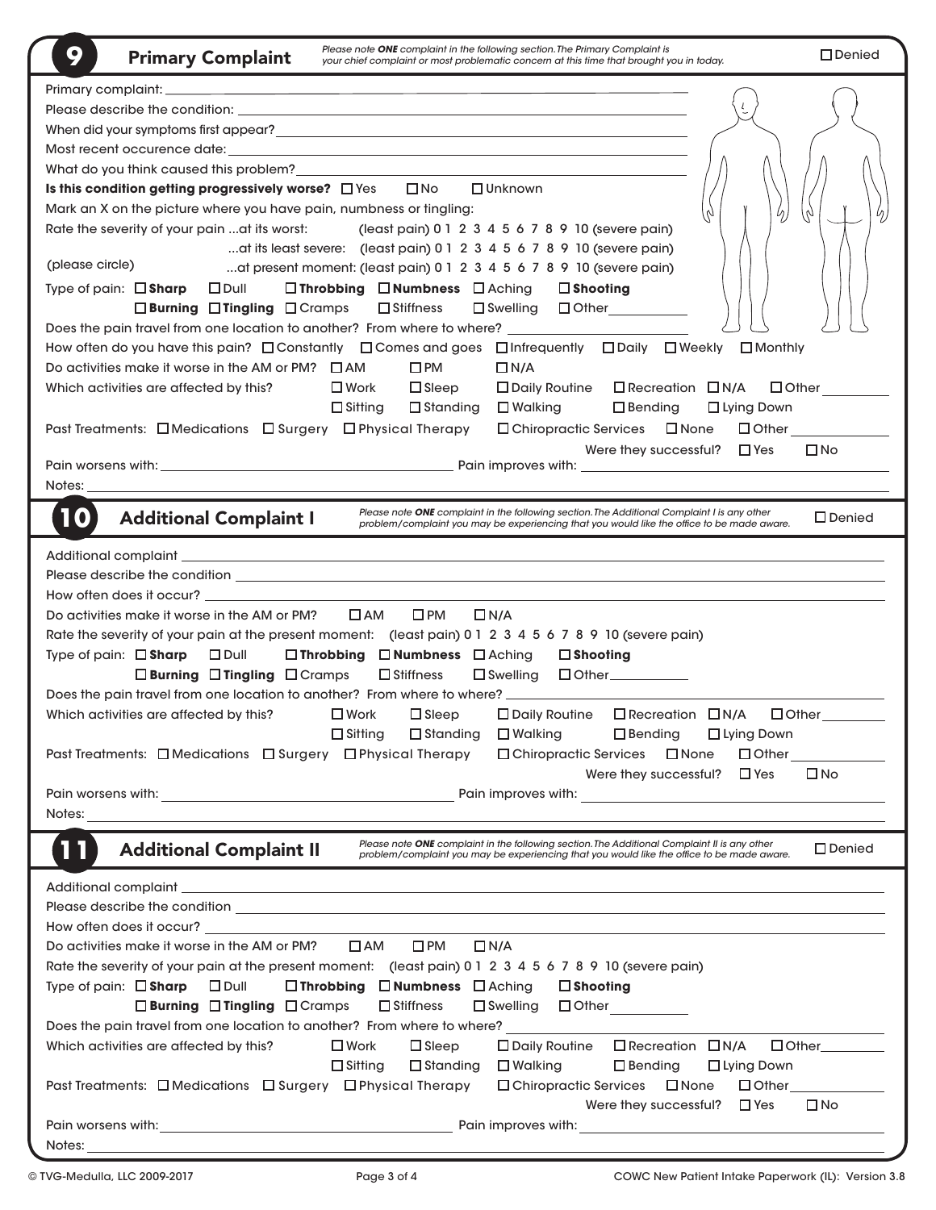## 9 Primary Complaint

*Please note **ONE** complaint in the following section. The Primary Complaint is your chief complaint or most problematic concern at this time that brought you in today.*

☐ Denied

Primary complaint: ______________________________

Please describe the condition: ______________________________

When did your symptoms first appear? ______________________________

Most recent occurence date: ______________________________

What do you think caused this problem? ______________________________

**Is this condition getting progressively worse?** ☐ Yes ☐ No ☐ Unknown

Mark an X on the picture where you have pain, numbness or tingling:

Rate the severity of your pain ...at its worst: (least pain) 0 1 2 3 4 5 6 7 8 9 10 (severe pain)

...at its least severe: (least pain) 0 1 2 3 4 5 6 7 8 9 10 (severe pain)

(please circle) ...at present moment: (least pain) 0 1 2 3 4 5 6 7 8 9 10 (severe pain)

Type of pain: ☐ **Sharp** ☐ Dull ☐ **Throbbing** ☐ **Numbness** ☐ Aching ☐ **Shooting**
☐ **Burning** ☐ **Tingling** ☐ Cramps ☐ Stiffness ☐ Swelling ☐ Other__________

Does the pain travel from one location to another? From where to where? ______________________________

How often do you have this pain? ☐ Constantly ☐ Comes and goes ☐ Infrequently ☐ Daily ☐ Weekly ☐ Monthly

Do activities make it worse in the AM or PM? ☐ AM ☐ PM ☐ N/A

Which activities are affected by this? ☐ Work ☐ Sleep ☐ Daily Routine ☐ Recreation ☐ N/A ☐ Other__________
☐ Sitting ☐ Standing ☐ Walking ☐ Bending ☐ Lying Down

Past Treatments: ☐ Medications ☐ Surgery ☐ Physical Therapy ☐ Chiropractic Services ☐ None ☐ Other__________

Were they successful? ☐ Yes ☐ No

Pain worsens with: ______________________________ Pain improves with: ______________________________

Notes: ______________________________

## 10 Additional Complaint I

*Please note **ONE** complaint in the following section. The Additional Complaint I is any other problem/complaint you may be experiencing that you would like the office to be made aware.*

☐ Denied

Additional complaint ______________________________

Please describe the condition ______________________________

How often does it occur? ______________________________

Do activities make it worse in the AM or PM? ☐ AM ☐ PM ☐ N/A

Rate the severity of your pain at the present moment: (least pain) 0 1 2 3 4 5 6 7 8 9 10 (severe pain)

Type of pain: ☐ **Sharp** ☐ Dull ☐ **Throbbing** ☐ **Numbness** ☐ Aching ☐ **Shooting**
☐ **Burning** ☐ **Tingling** ☐ Cramps ☐ Stiffness ☐ Swelling ☐ Other__________

Does the pain travel from one location to another? From where to where? ______________________________

Which activities are affected by this? ☐ Work ☐ Sleep ☐ Daily Routine ☐ Recreation ☐ N/A ☐ Other__________
☐ Sitting ☐ Standing ☐ Walking ☐ Bending ☐ Lying Down

Past Treatments: ☐ Medications ☐ Surgery ☐ Physical Therapy ☐ Chiropractic Services ☐ None ☐ Other__________

Were they successful? ☐ Yes ☐ No

Pain worsens with: ______________________________ Pain improves with: ______________________________

Notes: ______________________________

## 11 Additional Complaint II

*Please note **ONE** complaint in the following section. The Additional Complaint II is any other problem/complaint you may be experiencing that you would like the office to be made aware.*

☐ Denied

Additional complaint ______________________________

Please describe the condition ______________________________

How often does it occur? ______________________________

Do activities make it worse in the AM or PM? ☐ AM ☐ PM ☐ N/A

Rate the severity of your pain at the present moment: (least pain) 0 1 2 3 4 5 6 7 8 9 10 (severe pain)

Type of pain: ☐ **Sharp** ☐ Dull ☐ **Throbbing** ☐ **Numbness** ☐ Aching ☐ **Shooting**
☐ **Burning** ☐ **Tingling** ☐ Cramps ☐ Stiffness ☐ Swelling ☐ Other__________

Does the pain travel from one location to another? From where to where? ______________________________

Which activities are affected by this? ☐ Work ☐ Sleep ☐ Daily Routine ☐ Recreation ☐ N/A ☐ Other__________
☐ Sitting ☐ Standing ☐ Walking ☐ Bending ☐ Lying Down

Past Treatments: ☐ Medications ☐ Surgery ☐ Physical Therapy ☐ Chiropractic Services ☐ None ☐ Other__________

Were they successful? ☐ Yes ☐ No

Pain worsens with: ______________________________ Pain improves with: ______________________________

Notes: ______________________________

© TVG-Medulla, LLC 2009-2017 COWC New Patient Intake Paperwork (IL): Version 3.8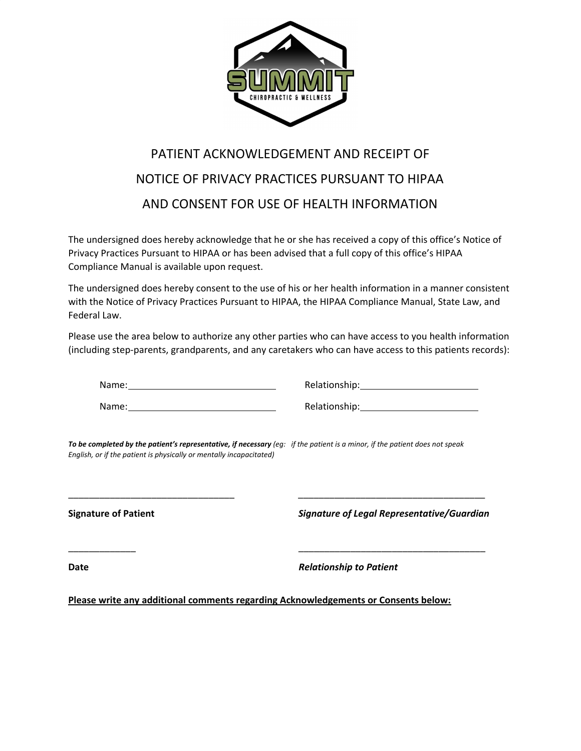SUMMIT

CHIROPRACTIC & WELLNESS

# PATIENT ACKNOWLEDGEMENT AND RECEIPT OF NOTICE OF PRIVACY PRACTICES PURSUANT TO HIPAA AND CONSENT FOR USE OF HEALTH INFORMATION

The undersigned does hereby acknowledge that he or she has received a copy of this office's Notice of Privacy Practices Pursuant to HIPAA or has been advised that a full copy of this office's HIPAA Compliance Manual is available upon request.

The undersigned does hereby consent to the use of his or her health information in a manner consistent with the Notice of Privacy Practices Pursuant to HIPAA, the HIPAA Compliance Manual, State Law, and Federal Law.

Please use the area below to authorize any other parties who can have access to you health information (including step-parents, grandparents, and any caretakers who can have access to this patients records):

Name:\_\_\_\_\_\_\_\_\_\_\_\_\_\_\_\_\_\_\_\_\_\_\_\_\_\_\_\_ Relationship:\_\_\_\_\_\_\_\_\_\_\_\_\_\_\_\_\_\_\_\_\_\_

Name:\_\_\_\_\_\_\_\_\_\_\_\_\_\_\_\_\_\_\_\_\_\_\_\_\_\_\_\_ Relationship:\_\_\_\_\_\_\_\_\_\_\_\_\_\_\_\_\_\_\_\_\_\_

***To be completed by the patient's representative, if necessary*** *(eg: if the patient is a minor, if the patient does not speak English, or if the patient is physically or mentally incapacitated)*

\_\_\_\_\_\_\_\_\_\_\_\_\_\_\_\_\_\_\_\_\_\_\_\_\_\_\_\_\_\_\_\_\_ \_\_\_\_\_\_\_\_\_\_\_\_\_\_\_\_\_\_\_\_\_\_\_\_\_\_\_\_\_\_\_\_\_\_\_\_\_

**Signature of Patient** ***Signature of Legal Representative/Guardian***

\_\_\_\_\_\_\_\_\_\_\_\_\_ \_\_\_\_\_\_\_\_\_\_\_\_\_\_\_\_\_\_\_\_\_\_\_\_\_\_\_\_\_\_\_\_\_\_\_\_\_

**Date** ***Relationship to Patient***

<u>**Please write any additional comments regarding Acknowledgements or Consents below:**</u>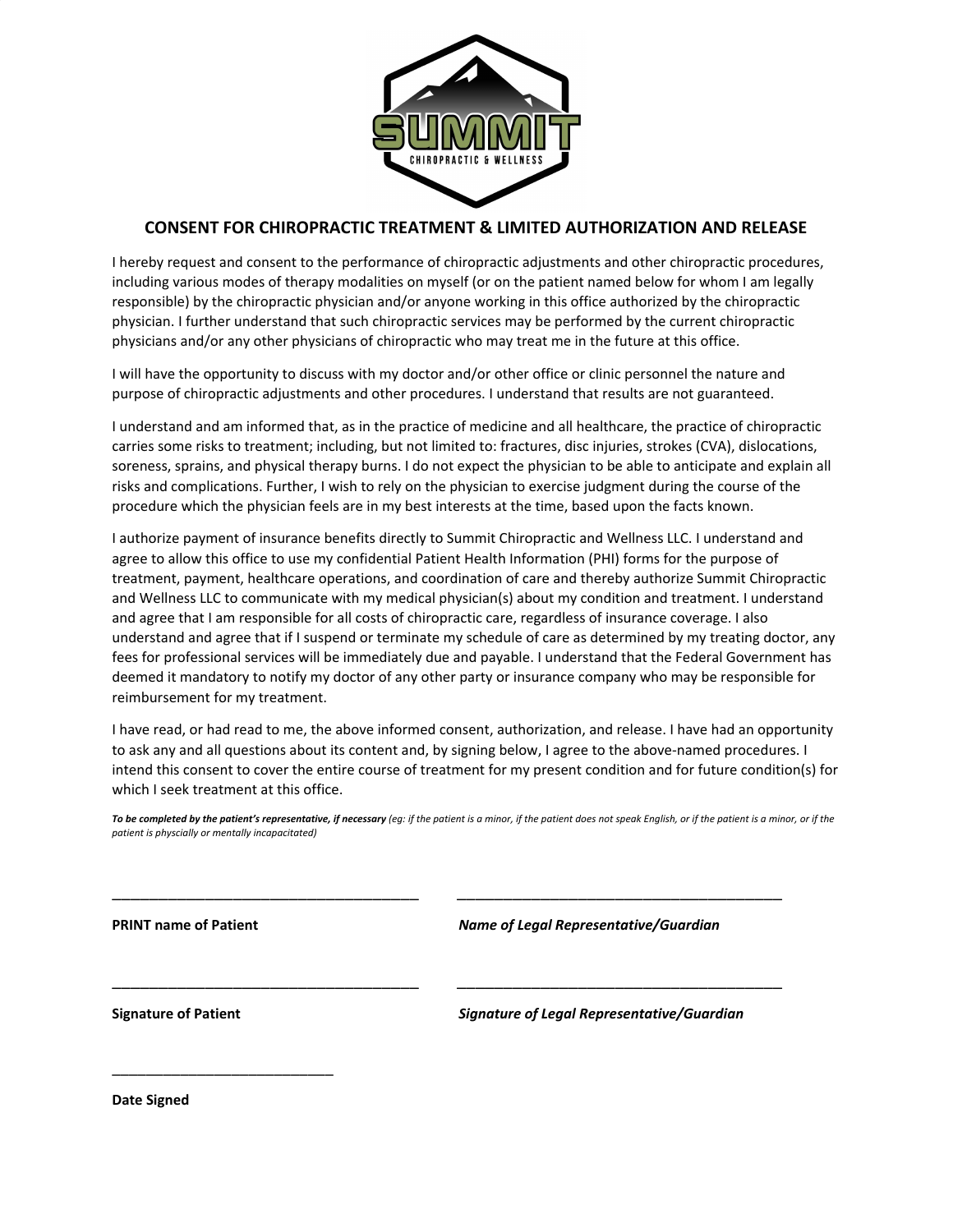# CONSENT FOR CHIROPRACTIC TREATMENT & LIMITED AUTHORIZATION AND RELEASE

I hereby request and consent to the performance of chiropractic adjustments and other chiropractic procedures, including various modes of therapy modalities on myself (or on the patient named below for whom I am legally responsible) by the chiropractic physician and/or anyone working in this office authorized by the chiropractic physician. I further understand that such chiropractic services may be performed by the current chiropractic physicians and/or any other physicians of chiropractic who may treat me in the future at this office.

I will have the opportunity to discuss with my doctor and/or other office or clinic personnel the nature and purpose of chiropractic adjustments and other procedures. I understand that results are not guaranteed.

I understand and am informed that, as in the practice of medicine and all healthcare, the practice of chiropractic carries some risks to treatment; including, but not limited to: fractures, disc injuries, strokes (CVA), dislocations, soreness, sprains, and physical therapy burns. I do not expect the physician to be able to anticipate and explain all risks and complications. Further, I wish to rely on the physician to exercise judgment during the course of the procedure which the physician feels are in my best interests at the time, based upon the facts known.

I authorize payment of insurance benefits directly to Summit Chiropractic and Wellness LLC. I understand and agree to allow this office to use my confidential Patient Health Information (PHI) forms for the purpose of treatment, payment, healthcare operations, and coordination of care and thereby authorize Summit Chiropractic and Wellness LLC to communicate with my medical physician(s) about my condition and treatment. I understand and agree that I am responsible for all costs of chiropractic care, regardless of insurance coverage. I also understand and agree that if I suspend or terminate my schedule of care as determined by my treating doctor, any fees for professional services will be immediately due and payable. I understand that the Federal Government has deemed it mandatory to notify my doctor of any other party or insurance company who may be responsible for reimbursement for my treatment.

I have read, or had read to me, the above informed consent, authorization, and release. I have had an opportunity to ask any and all questions about its content and, by signing below, I agree to the above-named procedures. I intend this consent to cover the entire course of treatment for my present condition and for future condition(s) for which I seek treatment at this office.

***To be completed by the patient's representative, if necessary*** *(eg: if the patient is a minor, if the patient does not speak English, or if the patient is a minor, or if the patient is physcially or mentally incapacitated)*

\_\_\_\_\_\_\_\_\_\_\_\_\_\_\_\_\_\_\_\_\_\_\_\_\_\_\_\_\_\_\_\_\_\_\_\_\_\_\_\_

**PRINT name of Patient**

\_\_\_\_\_\_\_\_\_\_\_\_\_\_\_\_\_\_\_\_\_\_\_\_\_\_\_\_\_\_\_\_\_\_\_\_\_\_\_\_\_\_

***Name of Legal Representative/Guardian***

\_\_\_\_\_\_\_\_\_\_\_\_\_\_\_\_\_\_\_\_\_\_\_\_\_\_\_\_\_\_\_\_\_\_\_\_\_\_\_\_

**Signature of Patient**

\_\_\_\_\_\_\_\_\_\_\_\_\_\_\_\_\_\_\_\_\_\_\_\_\_\_\_\_\_\_\_\_\_\_\_\_\_\_\_\_\_\_

***Signature of Legal Representative/Guardian***

\_\_\_\_\_\_\_\_\_\_\_\_\_\_\_\_\_\_\_\_\_\_\_\_\_\_\_\_\_

**Date Signed**